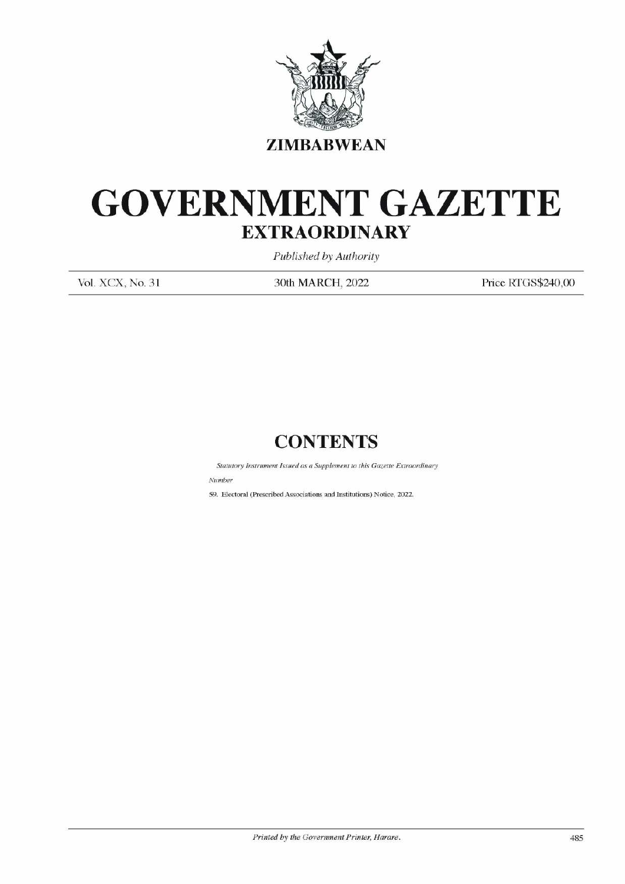ZIMBABWEAN

# GOVERNMENT GAZETTE

## EXTRAORDINARY

*Published by Authority*

| Vol. XCX, No. 31 | 30th MARCH, 2022 | Price RTGS$240,00 |
|---|---|---|

## CONTENTS

*Statutory Instrument Issued as a Supplement to this Gazette Extraordinary*

*Number*

59. Electoral (Prescribed Associations and Institutions) Notice, 2022.

*Printed by the Government Printer, Harare.*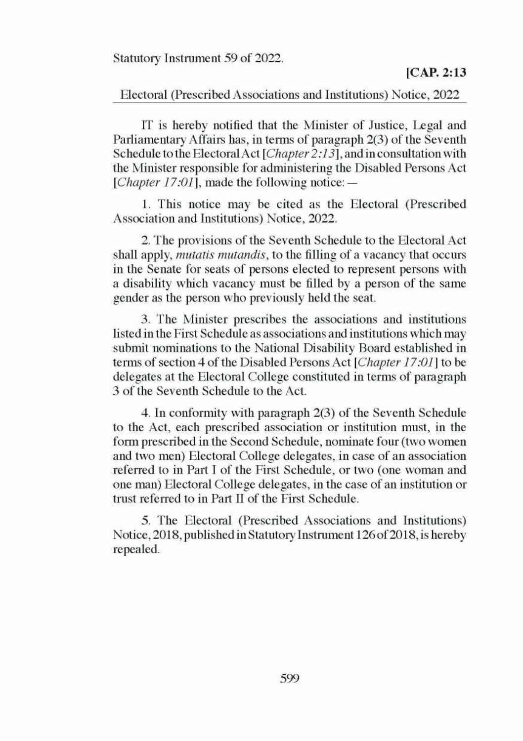Statutory Instrument 59 of 2022.

**[CAP. 2:13**

Electoral (Prescribed Associations and Institutions) Notice, 2022

IT is hereby notified that the Minister of Justice, Legal and Parliamentary Affairs has, in terms of paragraph 2(3) of the Seventh Schedule to the Electoral Act [*Chapter 2:13*], and in consultation with the Minister responsible for administering the Disabled Persons Act [*Chapter 17:01*], made the following notice:—

1. This notice may be cited as the Electoral (Prescribed Association and Institutions) Notice, 2022.

2. The provisions of the Seventh Schedule to the Electoral Act shall apply, *mutatis mutandis*, to the filling of a vacancy that occurs in the Senate for seats of persons elected to represent persons with a disability which vacancy must be filled by a person of the same gender as the person who previously held the seat.

3. The Minister prescribes the associations and institutions listed in the First Schedule as associations and institutions which may submit nominations to the National Disability Board established in terms of section 4 of the Disabled Persons Act [*Chapter 17:01*] to be delegates at the Electoral College constituted in terms of paragraph 3 of the Seventh Schedule to the Act.

4. In conformity with paragraph 2(3) of the Seventh Schedule to the Act, each prescribed association or institution must, in the form prescribed in the Second Schedule, nominate four (two women and two men) Electoral College delegates, in case of an association referred to in Part I of the First Schedule, or two (one woman and one man) Electoral College delegates, in the case of an institution or trust referred to in Part II of the First Schedule.

5. The Electoral (Prescribed Associations and Institutions) Notice, 2018, published in Statutory Instrument 126 of 2018, is hereby repealed.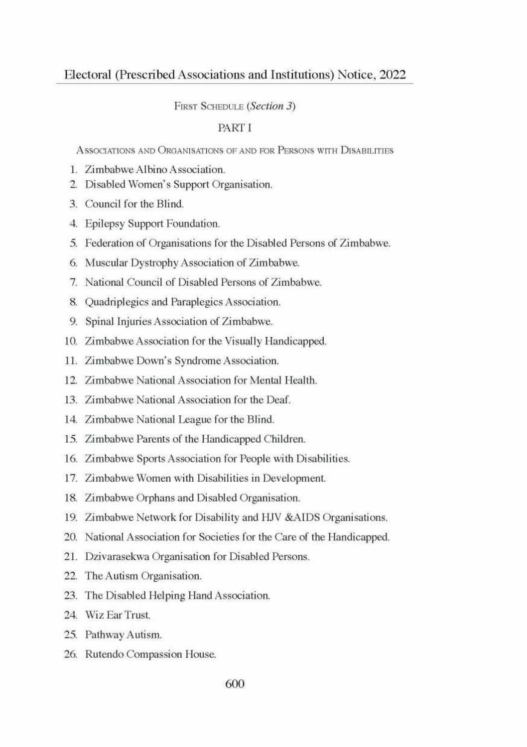FIRST SCHEDULE (*Section 3*)

PART I

ASSOCIATIONS AND ORGANISATIONS OF AND FOR PERSONS WITH DISABILITIES

1. Zimbabwe Albino Association.
2. Disabled Women's Support Organisation.
3. Council for the Blind.
4. Epilepsy Support Foundation.
5. Federation of Organisations for the Disabled Persons of Zimbabwe.
6. Muscular Dystrophy Association of Zimbabwe.
7. National Council of Disabled Persons of Zimbabwe.
8. Quadriplegics and Paraplegics Association.
9. Spinal Injuries Association of Zimbabwe.
10. Zimbabwe Association for the Visually Handicapped.
11. Zimbabwe Down's Syndrome Association.
12. Zimbabwe National Association for Mental Health.
13. Zimbabwe National Association for the Deaf.
14. Zimbabwe National League for the Blind.
15. Zimbabwe Parents of the Handicapped Children.
16. Zimbabwe Sports Association for People with Disabilities.
17. Zimbabwe Women with Disabilities in Development.
18. Zimbabwe Orphans and Disabled Organisation.
19. Zimbabwe Network for Disability and HJV &AIDS Organisations.
20. National Association for Societies for the Care of the Handicapped.
21. Dzivarasekwa Organisation for Disabled Persons.
22. The Autism Organisation.
23. The Disabled Helping Hand Association.
24. Wiz Ear Trust.
25. Pathway Autism.
26. Rutendo Compassion House.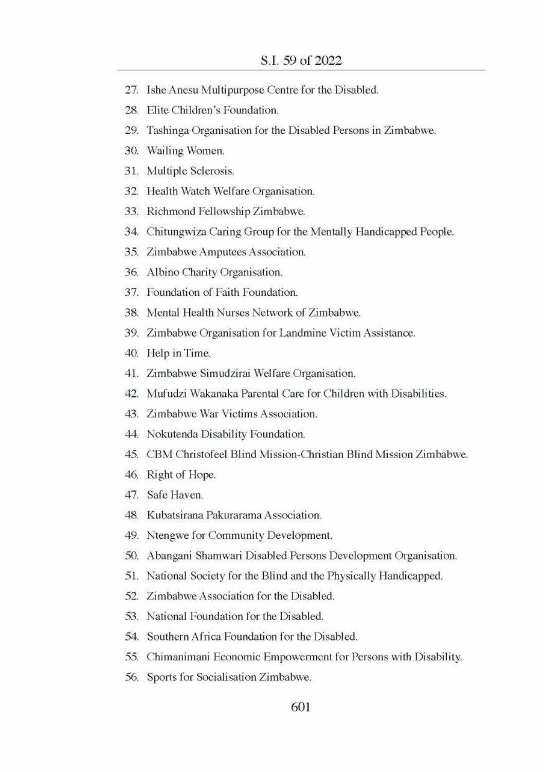27. Ishe Anesu Multipurpose Centre for the Disabled.
28. Elite Children's Foundation.
29. Tashinga Organisation for the Disabled Persons in Zimbabwe.
30. Wailing Women.
31. Multiple Sclerosis.
32. Health Watch Welfare Organisation.
33. Richmond Fellowship Zimbabwe.
34. Chitungwiza Caring Group for the Mentally Handicapped People.
35. Zimbabwe Amputees Association.
36. Albino Charity Organisation.
37. Foundation of Faith Foundation.
38. Mental Health Nurses Network of Zimbabwe.
39. Zimbabwe Organisation for Landmine Victim Assistance.
40. Help in Time.
41. Zimbabwe Simudzirai Welfare Organisation.
42. Mufudzi Wakanaka Parental Care for Children with Disabilities.
43. Zimbabwe War Victims Association.
44. Nokutenda Disability Foundation.
45. CBM Christofeel Blind Mission-Christian Blind Mission Zimbabwe.
46. Right of Hope.
47. Safe Haven.
48. Kubatsirana Pakurarama Association.
49. Ntengwe for Community Development.
50. Abangani Shamwari Disabled Persons Development Organisation.
51. National Society for the Blind and the Physically Handicapped.
52. Zimbabwe Association for the Disabled.
53. National Foundation for the Disabled.
54. Southern Africa Foundation for the Disabled.
55. Chimanimani Economic Empowerment for Persons with Disability.
56. Sports for Socialisation Zimbabwe.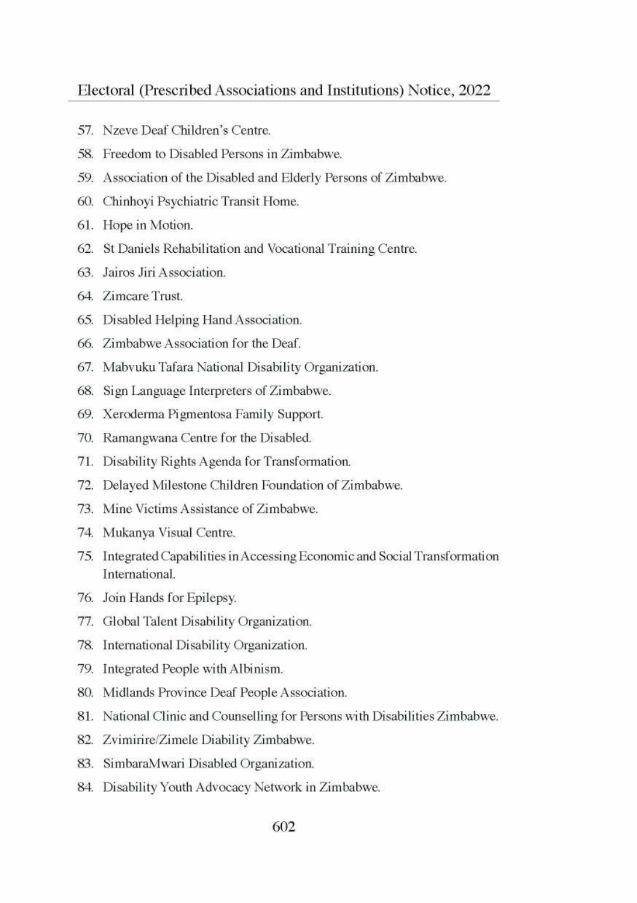57. Nzeve Deaf Children's Centre.
58. Freedom to Disabled Persons in Zimbabwe.
59. Association of the Disabled and Elderly Persons of Zimbabwe.
60. Chinhoyi Psychiatric Transit Home.
61. Hope in Motion.
62. St Daniels Rehabilitation and Vocational Training Centre.
63. Jairos Jiri Association.
64. Zimcare Trust.
65. Disabled Helping Hand Association.
66. Zimbabwe Association for the Deaf.
67. Mabvuku Tafara National Disability Organization.
68. Sign Language Interpreters of Zimbabwe.
69. Xeroderma Pigmentosa Family Support.
70. Ramangwana Centre for the Disabled.
71. Disability Rights Agenda for Transformation.
72. Delayed Milestone Children Foundation of Zimbabwe.
73. Mine Victims Assistance of Zimbabwe.
74. Mukanya Visual Centre.
75. Integrated Capabilities in Accessing Economic and Social Transformation International.
76. Join Hands for Epilepsy.
77. Global Talent Disability Organization.
78. International Disability Organization.
79. Integrated People with Albinism.
80. Midlands Province Deaf People Association.
81. National Clinic and Counselling for Persons with Disabilities Zimbabwe.
82. Zvimirire/Zimele Diability Zimbabwe.
83. SimbaraMwari Disabled Organization.
84. Disability Youth Advocacy Network in Zimbabwe.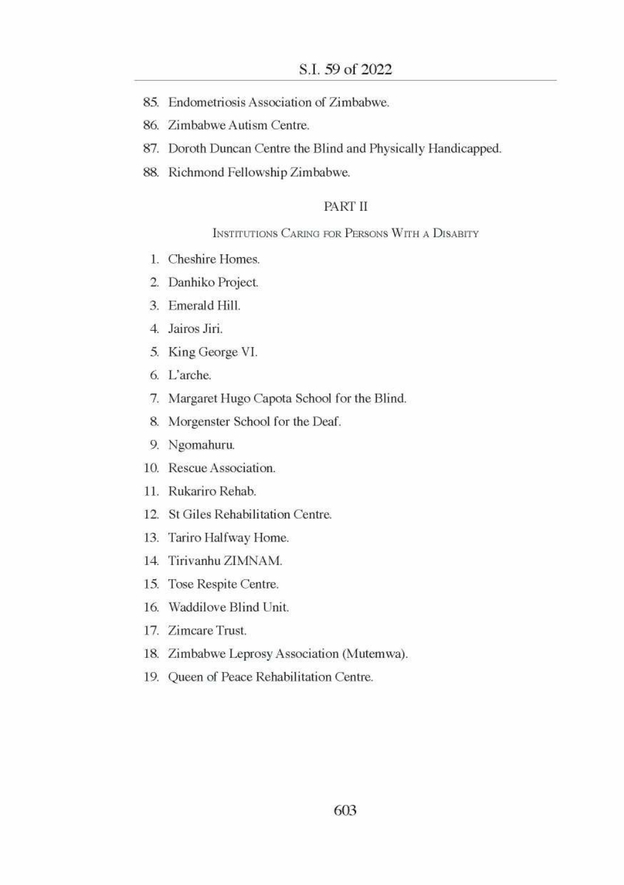85. Endometriosis Association of Zimbabwe.
86. Zimbabwe Autism Centre.
87. Doroth Duncan Centre the Blind and Physically Handicapped.
88. Richmond Fellowship Zimbabwe.

## PART II

### Institutions Caring for Persons With a Disabity

1. Cheshire Homes.
2. Danhiko Project.
3. Emerald Hill.
4. Jairos Jiri.
5. King George VI.
6. L'arche.
7. Margaret Hugo Capota School for the Blind.
8. Morgenster School for the Deaf.
9. Ngomahuru.
10. Rescue Association.
11. Rukariro Rehab.
12. St Giles Rehabilitation Centre.
13. Tariro Halfway Home.
14. Tirivanhu ZIMNAM.
15. Tose Respite Centre.
16. Waddilove Blind Unit.
17. Zimcare Trust.
18. Zimbabwe Leprosy Association (Mutemwa).
19. Queen of Peace Rehabilitation Centre.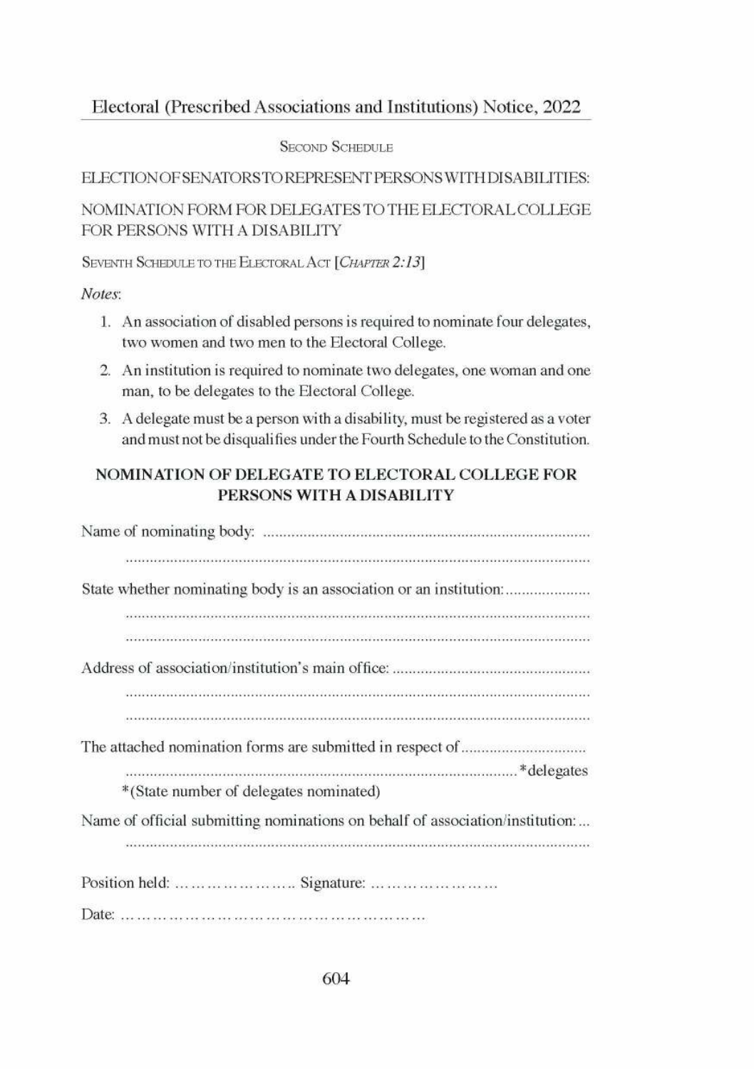Second Schedule

ELECTION OF SENATORS TO REPRESENT PERSONS WITH DISABILITIES:

NOMINATION FORM FOR DELEGATES TO THE ELECTORAL COLLEGE FOR PERSONS WITH A DISABILITY

Seventh Schedule to the Electoral Act [*Chapter 2:13*]

*Notes*:

1. An association of disabled persons is required to nominate four delegates, two women and two men to the Electoral College.
2. An institution is required to nominate two delegates, one woman and one man, to be delegates to the Electoral College.
3. A delegate must be a person with a disability, must be registered as a voter and must not be disqualifies under the Fourth Schedule to the Constitution.

## NOMINATION OF DELEGATE TO ELECTORAL COLLEGE FOR PERSONS WITH A DISABILITY

Name of nominating body: ..................................................................................
.....................................................................................................................

State whether nominating body is an association or an institution:.....................
.....................................................................................................................
.....................................................................................................................

Address of association/institution's main office: .................................................
.....................................................................................................................
.....................................................................................................................

The attached nomination forms are submitted in respect of ..............................
................................................................................................*delegates
*(State number of delegates nominated)

Name of official submitting nominations on behalf of association/institution: ...
.....................................................................................................................

Position held: ………………….. Signature: ……………………

Date: …………………………………………………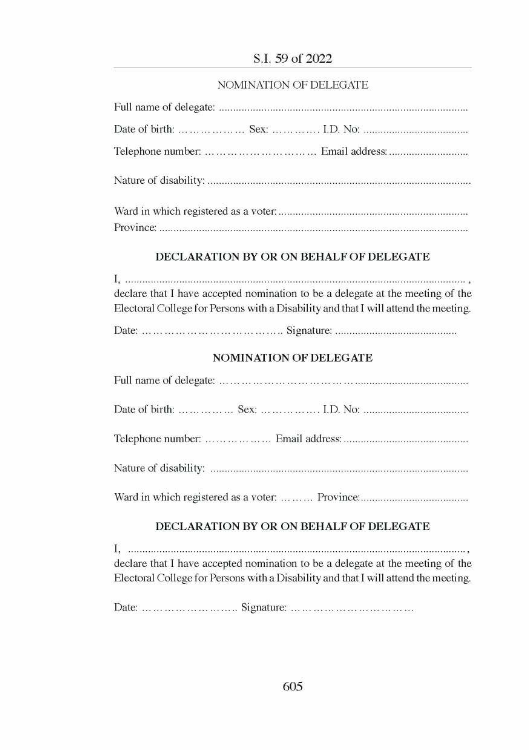NOMINATION OF DELEGATE

Full name of delegate: ..........................................................................................

Date of birth: ……………… Sex: …………. I.D. No: ....................................

Telephone number: ………………………… Email address: ............................

Nature of disability: ..............................................................................................

Ward in which registered as a voter: ...................................................................

Province: ..............................................................................................................

### DECLARATION BY OR ON BEHALF OF DELEGATE

I, .......................................................................................................................... ,

declare that I have accepted nomination to be a delegate at the meeting of the Electoral College for Persons with a Disability and that I will attend the meeting.

Date: ………………………………….. Signature: ...........................................

### NOMINATION OF DELEGATE

Full name of delegate: ……………………………….......................................

Date of birth: …………… Sex: ……………. I.D. No: ....................................

Telephone number: ……………… Email address: ............................................

Nature of disability: ............................................................................................

Ward in which registered as a voter: ……… Province: ......................................

### DECLARATION BY OR ON BEHALF OF DELEGATE

I, .......................................................................................................................... ,

declare that I have accepted nomination to be a delegate at the meeting of the Electoral College for Persons with a Disability and that I will attend the meeting.

Date: …………………….. Signature: ……………………………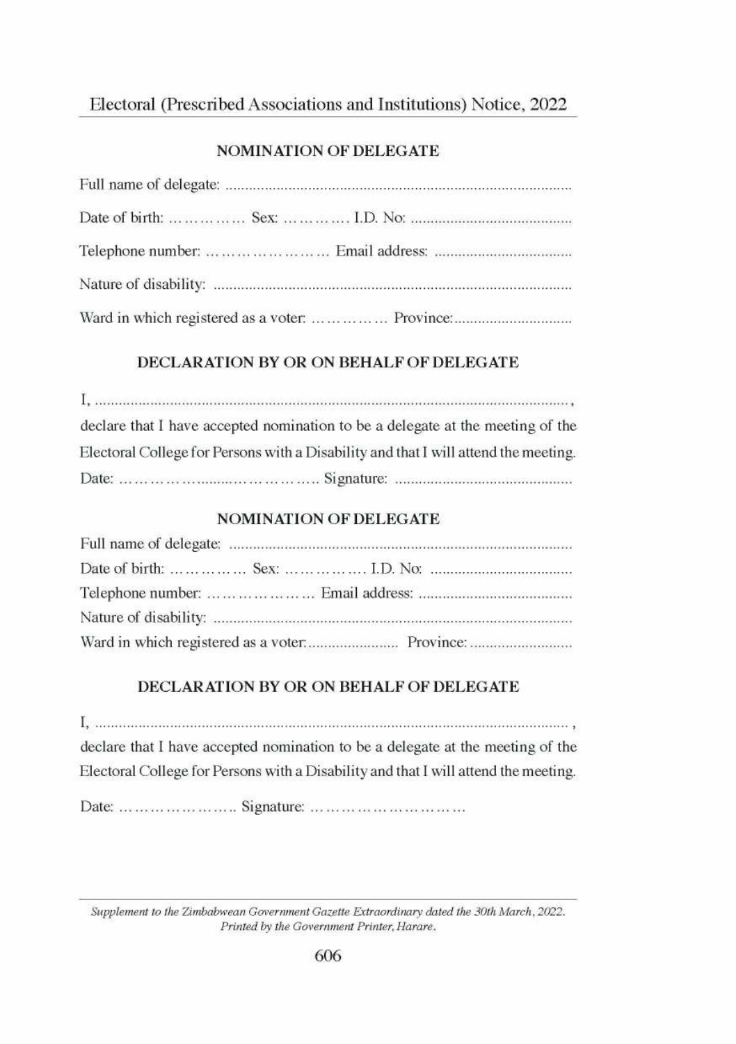## NOMINATION OF DELEGATE

Full name of delegate: ..........................................................................................

Date of birth: …………… Sex: …………. I.D. No: ..........................................

Telephone number: …………………… Email address: ..................................

Nature of disability: ..........................................................................................

Ward in which registered as a voter: …………… Province:..............................

## DECLARATION BY OR ON BEHALF OF DELEGATE

I, .......................................................................................................................,
declare that I have accepted nomination to be a delegate at the meeting of the Electoral College for Persons with a Disability and that I will attend the meeting.

Date: …………………………………. Signature: ............................................

## NOMINATION OF DELEGATE

Full name of delegate: ..........................................................................................

Date of birth: …………… Sex: ……………. I.D. No: ....................................

Telephone number: ………………… Email address: .......................................

Nature of disability: ..........................................................................................

Ward in which registered as a voter:....................... Province: ..........................

## DECLARATION BY OR ON BEHALF OF DELEGATE

I, .......................................................................................................................,
declare that I have accepted nomination to be a delegate at the meeting of the Electoral College for Persons with a Disability and that I will attend the meeting.

Date: ………………….. Signature: …………………………

*Supplement to the Zimbabwean Government Gazette Extraordinary dated the 30th March, 2022.*
*Printed by the Government Printer, Harare.*